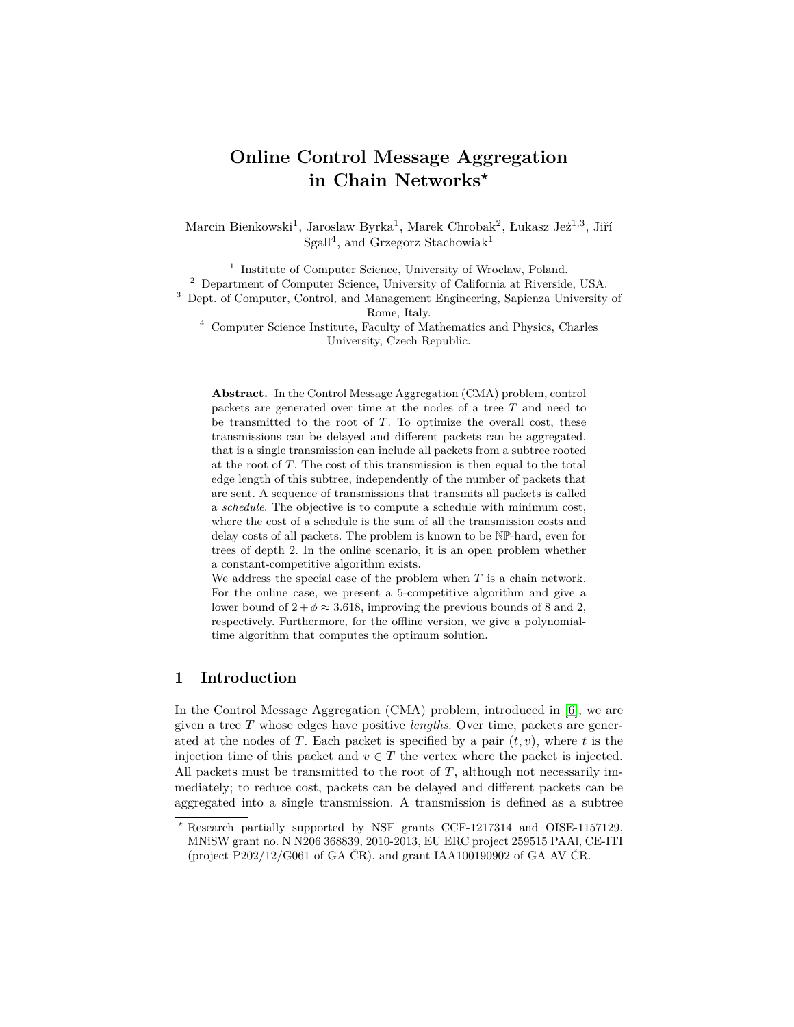# Online Control Message Aggregation in Chain Networks*

Marcin Bienkowski[1], Jaroslaw Byrka[1], Marek Chrobak[2], Łukasz Jeż[1,3], Jiří Sgall[4], and Grzegorz Stachowiak[1]

[1] Institute of Computer Science, University of Wroclaw, Poland.
[2] Department of Computer Science, University of California at Riverside, USA.
[3] Dept. of Computer, Control, and Management Engineering, Sapienza University of Rome, Italy.
[4] Computer Science Institute, Faculty of Mathematics and Physics, Charles University, Czech Republic.

**Abstract.** In the Control Message Aggregation (CMA) problem, control packets are generated over time at the nodes of a tree $T$ and need to be transmitted to the root of $T$. To optimize the overall cost, these transmissions can be delayed and different packets can be aggregated, that is a single transmission can include all packets from a subtree rooted at the root of $T$. The cost of this transmission is then equal to the total edge length of this subtree, independently of the number of packets that are sent. A sequence of transmissions that transmits all packets is called a *schedule*. The objective is to compute a schedule with minimum cost, where the cost of a schedule is the sum of all the transmission costs and delay costs of all packets. The problem is known to be $\mathbb{NP}$-hard, even for trees of depth 2. In the online scenario, it is an open problem whether a constant-competitive algorithm exists.

We address the special case of the problem when $T$ is a chain network. For the online case, we present a 5-competitive algorithm and give a lower bound of $2 + \phi \approx 3.618$, improving the previous bounds of 8 and 2, respectively. Furthermore, for the offline version, we give a polynomial-time algorithm that computes the optimum solution.

## 1 Introduction

In the Control Message Aggregation (CMA) problem, introduced in [6], we are given a tree $T$ whose edges have positive *lengths*. Over time, packets are generated at the nodes of $T$. Each packet is specified by a pair $(t, v)$, where $t$ is the injection time of this packet and $v \in T$ the vertex where the packet is injected. All packets must be transmitted to the root of $T$, although not necessarily immediately; to reduce cost, packets can be delayed and different packets can be aggregated into a single transmission. A transmission is defined as a subtree

* Research partially supported by NSF grants CCF-1217314 and OISE-1157129, MNiSW grant no. N N206 368839, 2010-2013, EU ERC project 259515 PAAl, CE-ITI (project P202/12/G061 of GA ČR), and grant IAA100190902 of GA AV ČR.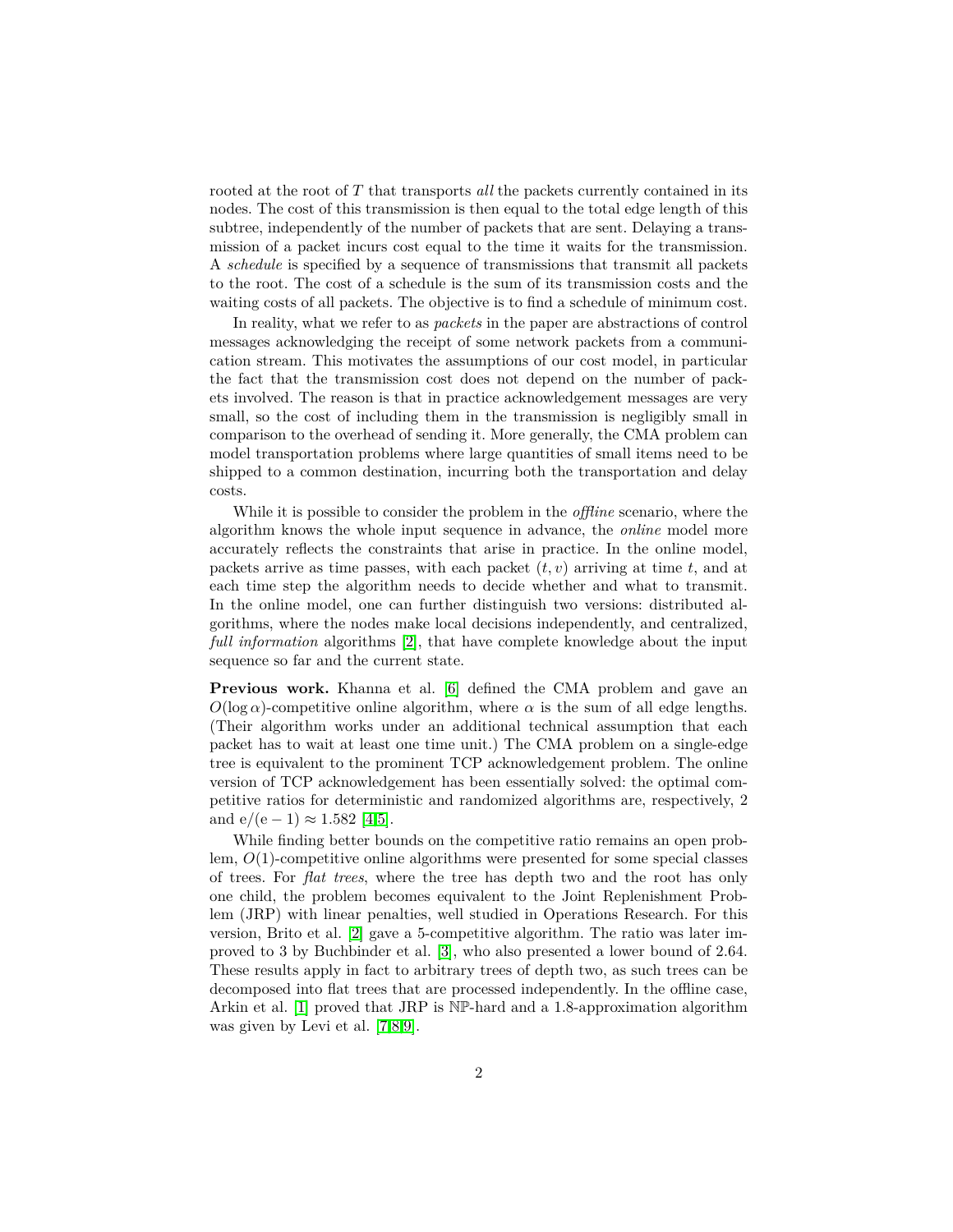rooted at the root of $T$ that transports *all* the packets currently contained in its nodes. The cost of this transmission is then equal to the total edge length of this subtree, independently of the number of packets that are sent. Delaying a transmission of a packet incurs cost equal to the time it waits for the transmission. A *schedule* is specified by a sequence of transmissions that transmit all packets to the root. The cost of a schedule is the sum of its transmission costs and the waiting costs of all packets. The objective is to find a schedule of minimum cost.

In reality, what we refer to as *packets* in the paper are abstractions of control messages acknowledging the receipt of some network packets from a communication stream. This motivates the assumptions of our cost model, in particular the fact that the transmission cost does not depend on the number of packets involved. The reason is that in practice acknowledgement messages are very small, so the cost of including them in the transmission is negligibly small in comparison to the overhead of sending it. More generally, the CMA problem can model transportation problems where large quantities of small items need to be shipped to a common destination, incurring both the transportation and delay costs.

While it is possible to consider the problem in the *offline* scenario, where the algorithm knows the whole input sequence in advance, the *online* model more accurately reflects the constraints that arise in practice. In the online model, packets arrive as time passes, with each packet $(t, v)$ arriving at time $t$, and at each time step the algorithm needs to decide whether and what to transmit. In the online model, one can further distinguish two versions: distributed algorithms, where the nodes make local decisions independently, and centralized, *full information* algorithms [2], that have complete knowledge about the input sequence so far and the current state.

**Previous work.** Khanna et al. [6] defined the CMA problem and gave an $O(\log \alpha)$-competitive online algorithm, where $\alpha$ is the sum of all edge lengths. (Their algorithm works under an additional technical assumption that each packet has to wait at least one time unit.) The CMA problem on a single-edge tree is equivalent to the prominent TCP acknowledgement problem. The online version of TCP acknowledgement has been essentially solved: the optimal competitive ratios for deterministic and randomized algorithms are, respectively, 2 and $\mathrm{e}/(\mathrm{e}-1) \approx 1.582$ [4,5].

While finding better bounds on the competitive ratio remains an open problem, $O(1)$-competitive online algorithms were presented for some special classes of trees. For *flat trees*, where the tree has depth two and the root has only one child, the problem becomes equivalent to the Joint Replenishment Problem (JRP) with linear penalties, well studied in Operations Research. For this version, Brito et al. [2] gave a 5-competitive algorithm. The ratio was later improved to 3 by Buchbinder et al. [3], who also presented a lower bound of 2.64. These results apply in fact to arbitrary trees of depth two, as such trees can be decomposed into flat trees that are processed independently. In the offline case, Arkin et al. [1] proved that JRP is $\mathbb{NP}$-hard and a 1.8-approximation algorithm was given by Levi et al. [7,8,9].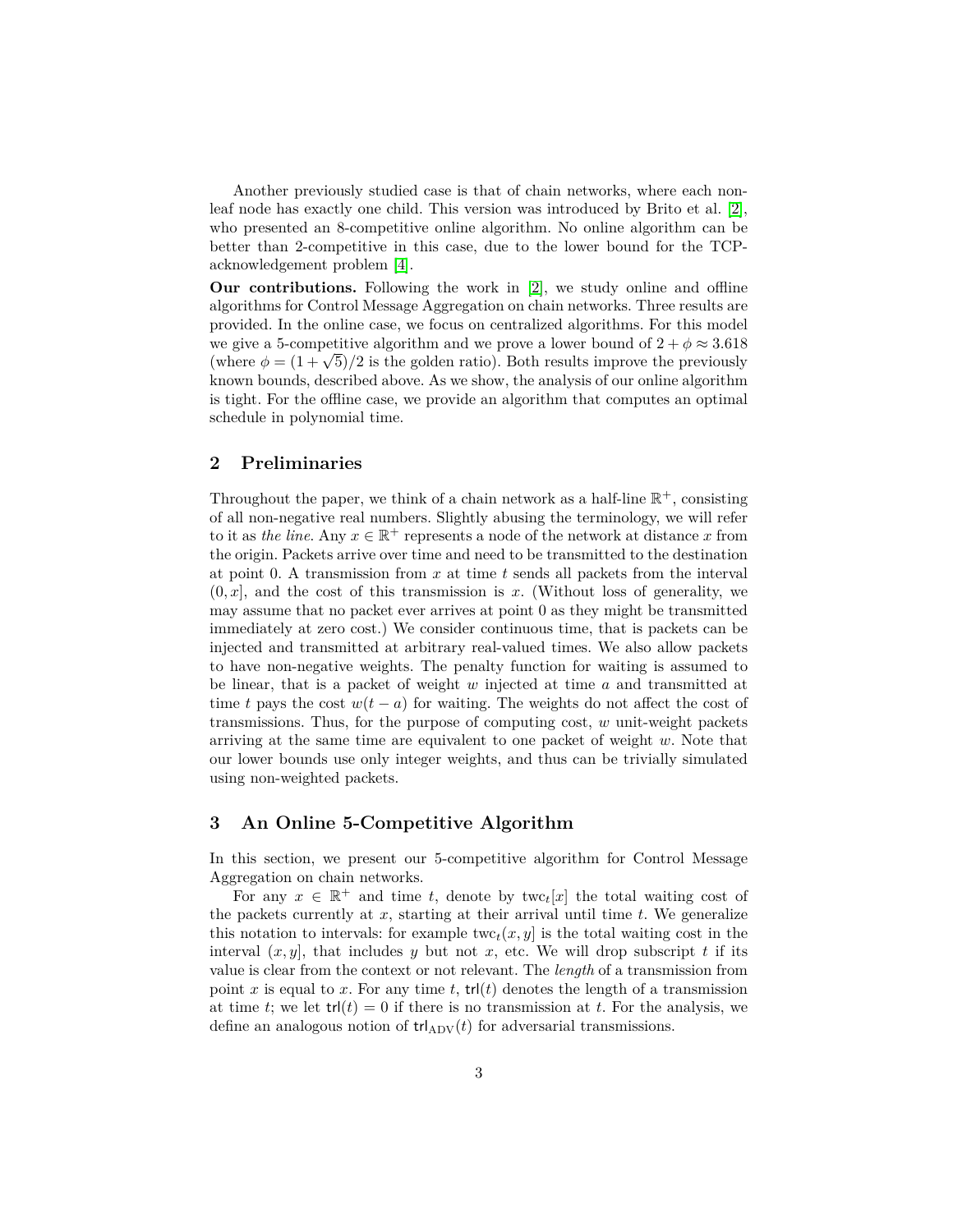Another previously studied case is that of chain networks, where each non-leaf node has exactly one child. This version was introduced by Brito et al. [2], who presented an 8-competitive online algorithm. No online algorithm can be better than 2-competitive in this case, due to the lower bound for the TCP-acknowledgement problem [4].

**Our contributions.** Following the work in [2], we study online and offline algorithms for Control Message Aggregation on chain networks. Three results are provided. In the online case, we focus on centralized algorithms. For this model we give a 5-competitive algorithm and we prove a lower bound of $2 + \phi \approx 3.618$ (where $\phi = (1 + \sqrt{5})/2$ is the golden ratio). Both results improve the previously known bounds, described above. As we show, the analysis of our online algorithm is tight. For the offline case, we provide an algorithm that computes an optimal schedule in polynomial time.

## 2 Preliminaries

Throughout the paper, we think of a chain network as a half-line $\mathbb{R}^+$, consisting of all non-negative real numbers. Slightly abusing the terminology, we will refer to it as *the line*. Any $x \in \mathbb{R}^+$ represents a node of the network at distance $x$ from the origin. Packets arrive over time and need to be transmitted to the destination at point 0. A transmission from $x$ at time $t$ sends all packets from the interval $(0, x]$, and the cost of this transmission is $x$. (Without loss of generality, we may assume that no packet ever arrives at point 0 as they might be transmitted immediately at zero cost.) We consider continuous time, that is packets can be injected and transmitted at arbitrary real-valued times. We also allow packets to have non-negative weights. The penalty function for waiting is assumed to be linear, that is a packet of weight $w$ injected at time $a$ and transmitted at time $t$ pays the cost $w(t - a)$ for waiting. The weights do not affect the cost of transmissions. Thus, for the purpose of computing cost, $w$ unit-weight packets arriving at the same time are equivalent to one packet of weight $w$. Note that our lower bounds use only integer weights, and thus can be trivially simulated using non-weighted packets.

## 3 An Online 5-Competitive Algorithm

In this section, we present our 5-competitive algorithm for Control Message Aggregation on chain networks.

For any $x \in \mathbb{R}^+$ and time $t$, denote by $\mathrm{twc}_t[x]$ the total waiting cost of the packets currently at $x$, starting at their arrival until time $t$. We generalize this notation to intervals: for example $\mathrm{twc}_t(x, y]$ is the total waiting cost in the interval $(x, y]$, that includes $y$ but not $x$, etc. We will drop subscript $t$ if its value is clear from the context or not relevant. The *length* of a transmission from point $x$ is equal to $x$. For any time $t$, $\mathsf{trl}(t)$ denotes the length of a transmission at time $t$; we let $\mathsf{trl}(t) = 0$ if there is no transmission at $t$. For the analysis, we define an analogous notion of $\mathsf{trl}_{\mathrm{ADV}}(t)$ for adversarial transmissions.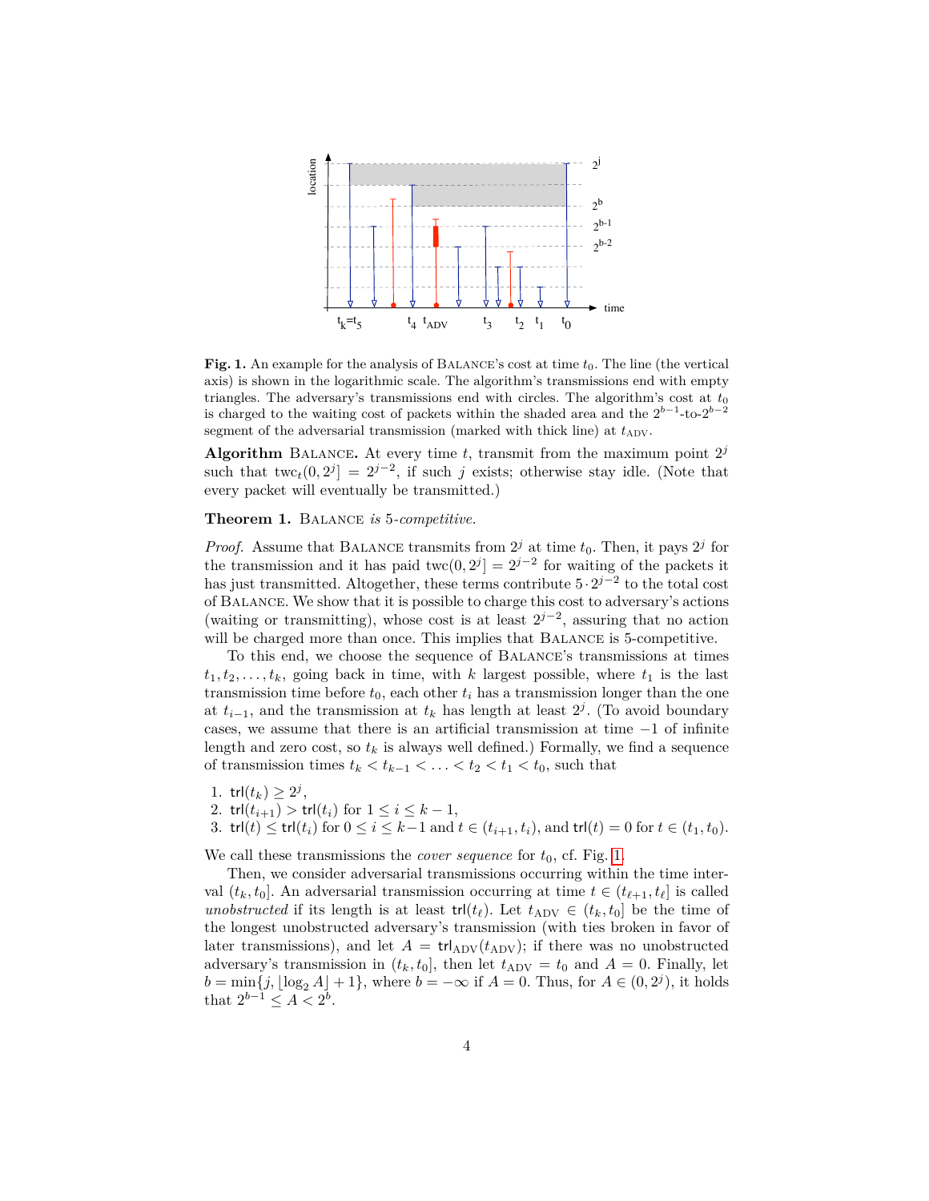**Fig. 1.** An example for the analysis of Balance's cost at time $t_0$. The line (the vertical axis) is shown in the logarithmic scale. The algorithm's transmissions end with empty triangles. The adversary's transmissions end with circles. The algorithm's cost at $t_0$ is charged to the waiting cost of packets within the shaded area and the $2^{b-1}$-to-$2^{b-2}$ segment of the adversarial transmission (marked with thick line) at $t_{\text{ADV}}$.

**Algorithm** Balance**.** At every time $t$, transmit from the maximum point $2^j$ such that $\text{twc}_t(0, 2^j] = 2^{j-2}$, if such $j$ exists; otherwise stay idle. (Note that every packet will eventually be transmitted.)

**Theorem 1.** Balance *is* 5*-competitive.*

*Proof.* Assume that Balance transmits from $2^j$ at time $t_0$. Then, it pays $2^j$ for the transmission and it has paid $\text{twc}(0, 2^j] = 2^{j-2}$ for waiting of the packets it has just transmitted. Altogether, these terms contribute $5 \cdot 2^{j-2}$ to the total cost of Balance. We show that it is possible to charge this cost to adversary's actions (waiting or transmitting), whose cost is at least $2^{j-2}$, assuring that no action will be charged more than once. This implies that Balance is 5-competitive.

To this end, we choose the sequence of Balance's transmissions at times $t_1, t_2, \ldots, t_k$, going back in time, with $k$ largest possible, where $t_1$ is the last transmission time before $t_0$, each other $t_i$ has a transmission longer than the one at $t_{i-1}$, and the transmission at $t_k$ has length at least $2^j$. (To avoid boundary cases, we assume that there is an artificial transmission at time $-1$ of infinite length and zero cost, so $t_k$ is always well defined.) Formally, we find a sequence of transmission times $t_k < t_{k-1} < \ldots < t_2 < t_1 < t_0$, such that

1. $\mathsf{trl}(t_k) \geq 2^j$,
2. $\mathsf{trl}(t_{i+1}) > \mathsf{trl}(t_i)$ for $1 \leq i \leq k-1$,
3. $\mathsf{trl}(t) \leq \mathsf{trl}(t_i)$ for $0 \leq i \leq k-1$ and $t \in (t_{i+1}, t_i)$, and $\mathsf{trl}(t) = 0$ for $t \in (t_1, t_0)$.

We call these transmissions the *cover sequence* for $t_0$, cf. Fig. 1.

Then, we consider adversarial transmissions occurring within the time interval $(t_k, t_0]$. An adversarial transmission occurring at time $t \in (t_{\ell+1}, t_\ell]$ is called *unobstructed* if its length is at least $\mathsf{trl}(t_\ell)$. Let $t_{\text{ADV}} \in (t_k, t_0]$ be the time of the longest unobstructed adversary's transmission (with ties broken in favor of later transmissions), and let $A = \mathsf{trl}_{\text{ADV}}(t_{\text{ADV}})$; if there was no unobstructed adversary's transmission in $(t_k, t_0]$, then let $t_{\text{ADV}} = t_0$ and $A = 0$. Finally, let $b = \min\{j, \lfloor \log_2 A \rfloor + 1\}$, where $b = -\infty$ if $A = 0$. Thus, for $A \in (0, 2^j)$, it holds that $2^{b-1} \leq A < 2^b$.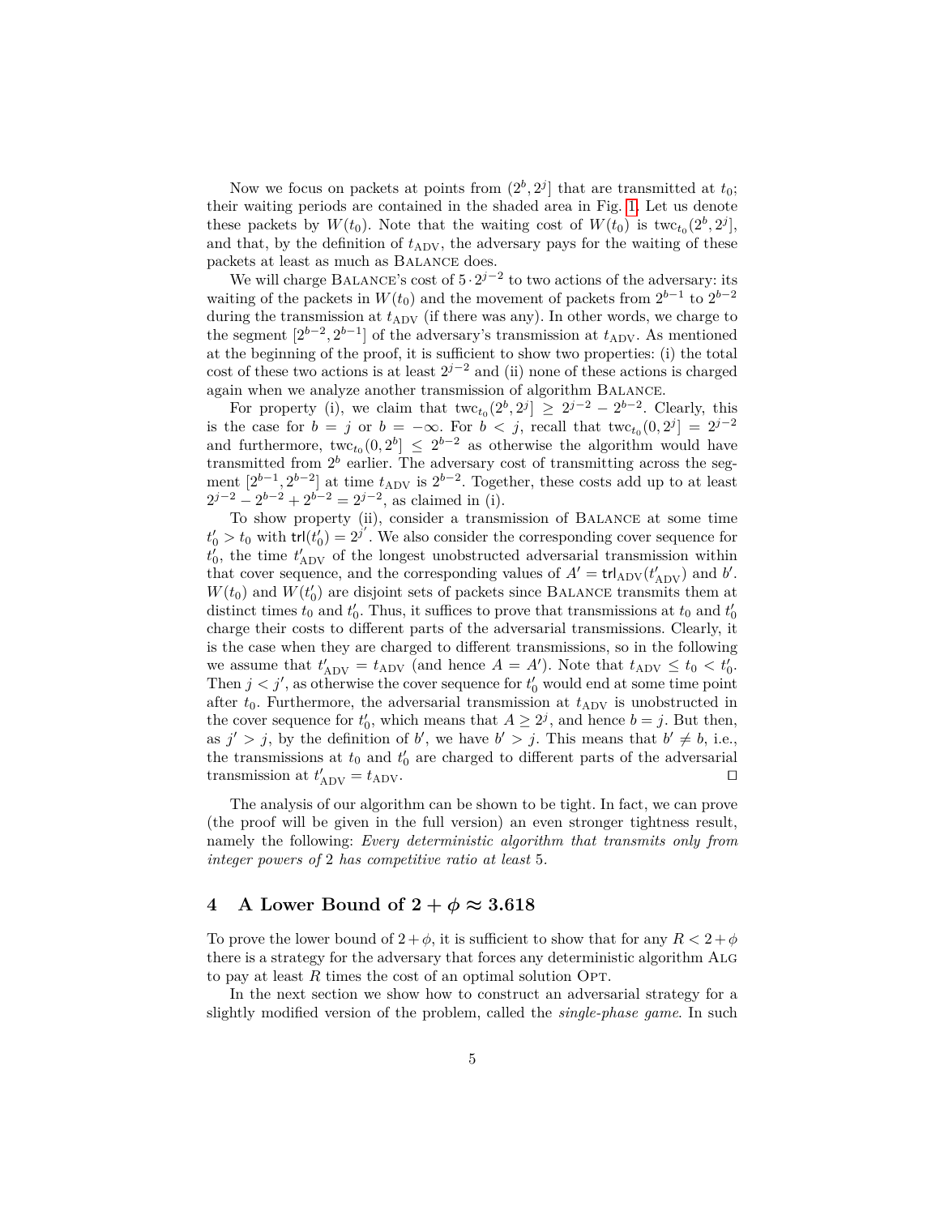Now we focus on packets at points from $(2^b, 2^j]$ that are transmitted at $t_0$; their waiting periods are contained in the shaded area in Fig. 1. Let us denote these packets by $W(t_0)$. Note that the waiting cost of $W(t_0)$ is $\mathrm{twc}_{t_0}(2^b, 2^j]$, and that, by the definition of $t_{\mathrm{ADV}}$, the adversary pays for the waiting of these packets at least as much as BALANCE does.

We will charge BALANCE's cost of $5 \cdot 2^{j-2}$ to two actions of the adversary: its waiting of the packets in $W(t_0)$ and the movement of packets from $2^{b-1}$ to $2^{b-2}$ during the transmission at $t_{\mathrm{ADV}}$ (if there was any). In other words, we charge to the segment $[2^{b-2}, 2^{b-1}]$ of the adversary's transmission at $t_{\mathrm{ADV}}$. As mentioned at the beginning of the proof, it is sufficient to show two properties: (i) the total cost of these two actions is at least $2^{j-2}$ and (ii) none of these actions is charged again when we analyze another transmission of algorithm BALANCE.

For property (i), we claim that $\mathrm{twc}_{t_0}(2^b, 2^j] \geq 2^{j-2} - 2^{b-2}$. Clearly, this is the case for $b = j$ or $b = -\infty$. For $b < j$, recall that $\mathrm{twc}_{t_0}(0, 2^j] = 2^{j-2}$ and furthermore, $\mathrm{twc}_{t_0}(0, 2^b] \leq 2^{b-2}$ as otherwise the algorithm would have transmitted from $2^b$ earlier. The adversary cost of transmitting across the segment $[2^{b-1}, 2^{b-2}]$ at time $t_{\mathrm{ADV}}$ is $2^{b-2}$. Together, these costs add up to at least $2^{j-2} - 2^{b-2} + 2^{b-2} = 2^{j-2}$, as claimed in (i).

To show property (ii), consider a transmission of BALANCE at some time $t'_0 > t_0$ with $\mathsf{trl}(t'_0) = 2^{j'}$. We also consider the corresponding cover sequence for $t'_0$, the time $t'_{\mathrm{ADV}}$ of the longest unobstructed adversarial transmission within that cover sequence, and the corresponding values of $A' = \mathsf{trl}_{\mathrm{ADV}}(t'_{\mathrm{ADV}})$ and $b'$. $W(t_0)$ and $W(t'_0)$ are disjoint sets of packets since BALANCE transmits them at distinct times $t_0$ and $t'_0$. Thus, it suffices to prove that transmissions at $t_0$ and $t'_0$ charge their costs to different parts of the adversarial transmissions. Clearly, it is the case when they are charged to different transmissions, so in the following we assume that $t'_{\mathrm{ADV}} = t_{\mathrm{ADV}}$ (and hence $A = A'$). Note that $t_{\mathrm{ADV}} \leq t_0 < t'_0$. Then $j < j'$, as otherwise the cover sequence for $t'_0$ would end at some time point after $t_0$. Furthermore, the adversarial transmission at $t_{\mathrm{ADV}}$ is unobstructed in the cover sequence for $t'_0$, which means that $A \geq 2^j$, and hence $b = j$. But then, as $j' > j$, by the definition of $b'$, we have $b' > j$. This means that $b' \neq b$, i.e., the transmissions at $t_0$ and $t'_0$ are charged to different parts of the adversarial transmission at $t'_{\mathrm{ADV}} = t_{\mathrm{ADV}}$. ◻

The analysis of our algorithm can be shown to be tight. In fact, we can prove (the proof will be given in the full version) an even stronger tightness result, namely the following: *Every deterministic algorithm that transmits only from integer powers of* 2 *has competitive ratio at least* 5*.*

## 4 A Lower Bound of $2 + \phi \approx 3.618$

To prove the lower bound of $2 + \phi$, it is sufficient to show that for any $R < 2 + \phi$ there is a strategy for the adversary that forces any deterministic algorithm ALG to pay at least $R$ times the cost of an optimal solution OPT.

In the next section we show how to construct an adversarial strategy for a slightly modified version of the problem, called the *single-phase game*. In such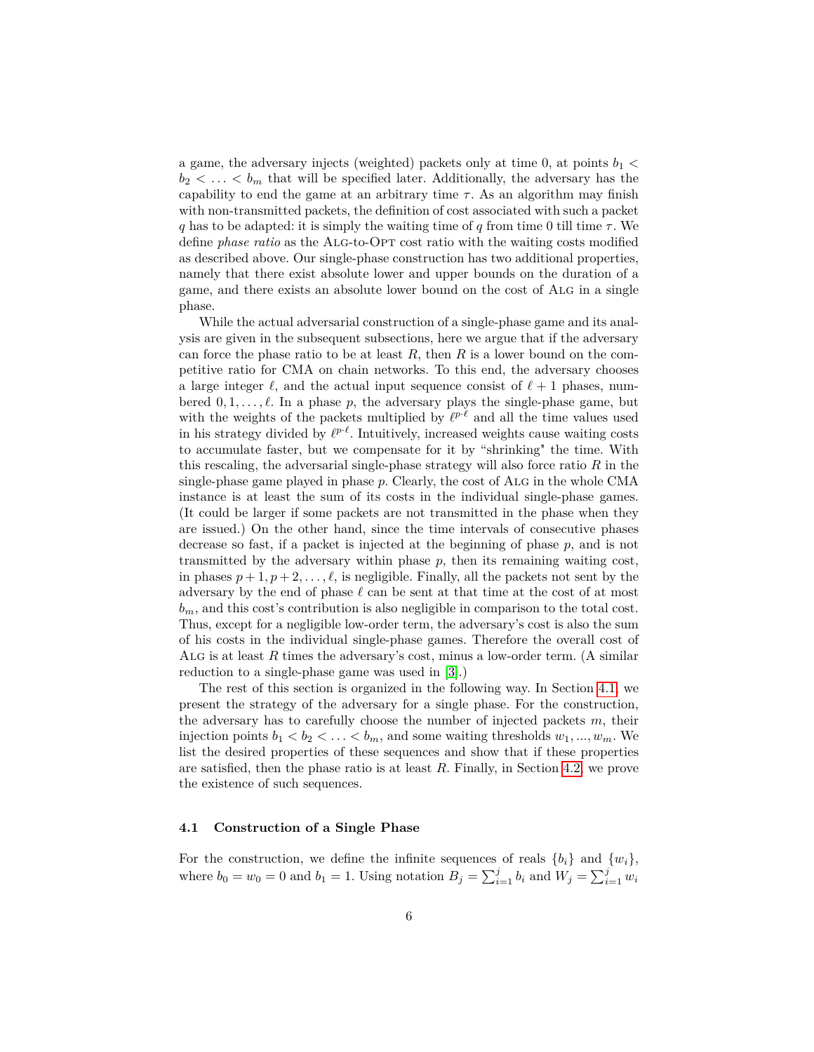a game, the adversary injects (weighted) packets only at time 0, at points $b_1 < b_2 < \ldots < b_m$ that will be specified later. Additionally, the adversary has the capability to end the game at an arbitrary time $\tau$. As an algorithm may finish with non-transmitted packets, the definition of cost associated with such a packet $q$ has to be adapted: it is simply the waiting time of $q$ from time 0 till time $\tau$. We define *phase ratio* as the ALG-to-OPT cost ratio with the waiting costs modified as described above. Our single-phase construction has two additional properties, namely that there exist absolute lower and upper bounds on the duration of a game, and there exists an absolute lower bound on the cost of ALG in a single phase.

While the actual adversarial construction of a single-phase game and its analysis are given in the subsequent subsections, here we argue that if the adversary can force the phase ratio to be at least $R$, then $R$ is a lower bound on the competitive ratio for CMA on chain networks. To this end, the adversary chooses a large integer $\ell$, and the actual input sequence consist of $\ell + 1$ phases, numbered $0, 1, \ldots, \ell$. In a phase $p$, the adversary plays the single-phase game, but with the weights of the packets multiplied by $\ell^{p \cdot \ell}$ and all the time values used in his strategy divided by $\ell^{p \cdot \ell}$. Intuitively, increased weights cause waiting costs to accumulate faster, but we compensate for it by "shrinking" the time. With this rescaling, the adversarial single-phase strategy will also force ratio $R$ in the single-phase game played in phase $p$. Clearly, the cost of ALG in the whole CMA instance is at least the sum of its costs in the individual single-phase games. (It could be larger if some packets are not transmitted in the phase when they are issued.) On the other hand, since the time intervals of consecutive phases decrease so fast, if a packet is injected at the beginning of phase $p$, and is not transmitted by the adversary within phase $p$, then its remaining waiting cost, in phases $p + 1, p + 2, \ldots, \ell$, is negligible. Finally, all the packets not sent by the adversary by the end of phase $\ell$ can be sent at that time at the cost of at most $b_m$, and this cost's contribution is also negligible in comparison to the total cost. Thus, except for a negligible low-order term, the adversary's cost is also the sum of his costs in the individual single-phase games. Therefore the overall cost of ALG is at least $R$ times the adversary's cost, minus a low-order term. (A similar reduction to a single-phase game was used in [3].)

The rest of this section is organized in the following way. In Section 4.1, we present the strategy of the adversary for a single phase. For the construction, the adversary has to carefully choose the number of injected packets $m$, their injection points $b_1 < b_2 < \ldots < b_m$, and some waiting thresholds $w_1, ..., w_m$. We list the desired properties of these sequences and show that if these properties are satisfied, then the phase ratio is at least $R$. Finally, in Section 4.2, we prove the existence of such sequences.

### 4.1 Construction of a Single Phase

For the construction, we define the infinite sequences of reals $\{b_i\}$ and $\{w_i\}$, where $b_0 = w_0 = 0$ and $b_1 = 1$. Using notation $B_j = \sum_{i=1}^{j} b_i$ and $W_j = \sum_{i=1}^{j} w_i$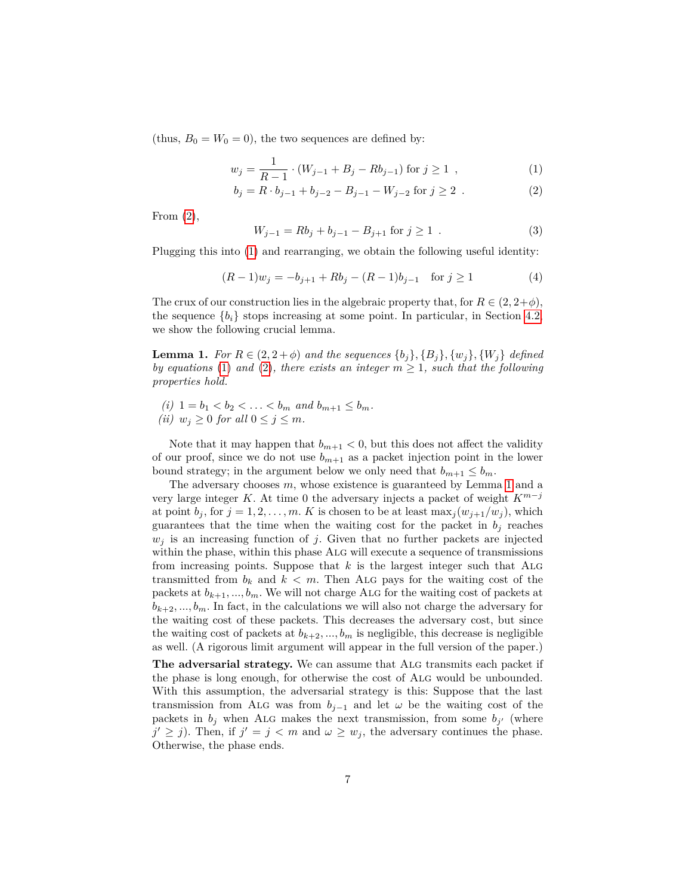(thus, $B_0 = W_0 = 0$), the two sequences are defined by:

$$w_j = \frac{1}{R-1} \cdot (W_{j-1} + B_j - Rb_{j-1}) \text{ for } j \geq 1 \ , \tag{1}$$

$$b_j = R \cdot b_{j-1} + b_{j-2} - B_{j-1} - W_{j-2} \text{ for } j \geq 2 \ . \tag{2}$$

From (2),

$$W_{j-1} = Rb_j + b_{j-1} - B_{j+1} \text{ for } j \geq 1 \ . \tag{3}$$

Plugging this into (1) and rearranging, we obtain the following useful identity:

$$(R-1)w_j = -b_{j+1} + Rb_j - (R-1)b_{j-1} \quad \text{for } j \geq 1 \tag{4}$$

The crux of our construction lies in the algebraic property that, for $R \in (2, 2+\phi)$, the sequence $\{b_i\}$ stops increasing at some point. In particular, in Section 4.2, we show the following crucial lemma.

**Lemma 1.** *For $R \in (2, 2+\phi)$ and the sequences $\{b_j\}, \{B_j\}, \{w_j\}, \{W_j\}$ defined by equations (1) and (2), there exists an integer $m \geq 1$, such that the following properties hold.*

*(i)* $1 = b_1 < b_2 < \ldots < b_m$ *and* $b_{m+1} \leq b_m$.
*(ii)* $w_j \geq 0$ *for all* $0 \leq j \leq m$.

Note that it may happen that $b_{m+1} < 0$, but this does not affect the validity of our proof, since we do not use $b_{m+1}$ as a packet injection point in the lower bound strategy; in the argument below we only need that $b_{m+1} \leq b_m$.

The adversary chooses $m$, whose existence is guaranteed by Lemma 1 and a very large integer $K$. At time 0 the adversary injects a packet of weight $K^{m-j}$ at point $b_j$, for $j = 1, 2, \ldots, m$. $K$ is chosen to be at least $\max_j(w_{j+1}/w_j)$, which guarantees that the time when the waiting cost for the packet in $b_j$ reaches $w_j$ is an increasing function of $j$. Given that no further packets are injected within the phase, within this phase ALG will execute a sequence of transmissions from increasing points. Suppose that $k$ is the largest integer such that ALG transmitted from $b_k$ and $k < m$. Then ALG pays for the waiting cost of the packets at $b_{k+1}, ..., b_m$. We will not charge ALG for the waiting cost of packets at $b_{k+2}, ..., b_m$. In fact, in the calculations we will also not charge the adversary for the waiting cost of these packets. This decreases the adversary cost, but since the waiting cost of packets at $b_{k+2}, ..., b_m$ is negligible, this decrease is negligible as well. (A rigorous limit argument will appear in the full version of the paper.)

**The adversarial strategy.** We can assume that ALG transmits each packet if the phase is long enough, for otherwise the cost of ALG would be unbounded. With this assumption, the adversarial strategy is this: Suppose that the last transmission from ALG was from $b_{j-1}$ and let $\omega$ be the waiting cost of the packets in $b_j$ when ALG makes the next transmission, from some $b_{j'}$ (where $j' \geq j$). Then, if $j' = j < m$ and $\omega \geq w_j$, the adversary continues the phase. Otherwise, the phase ends.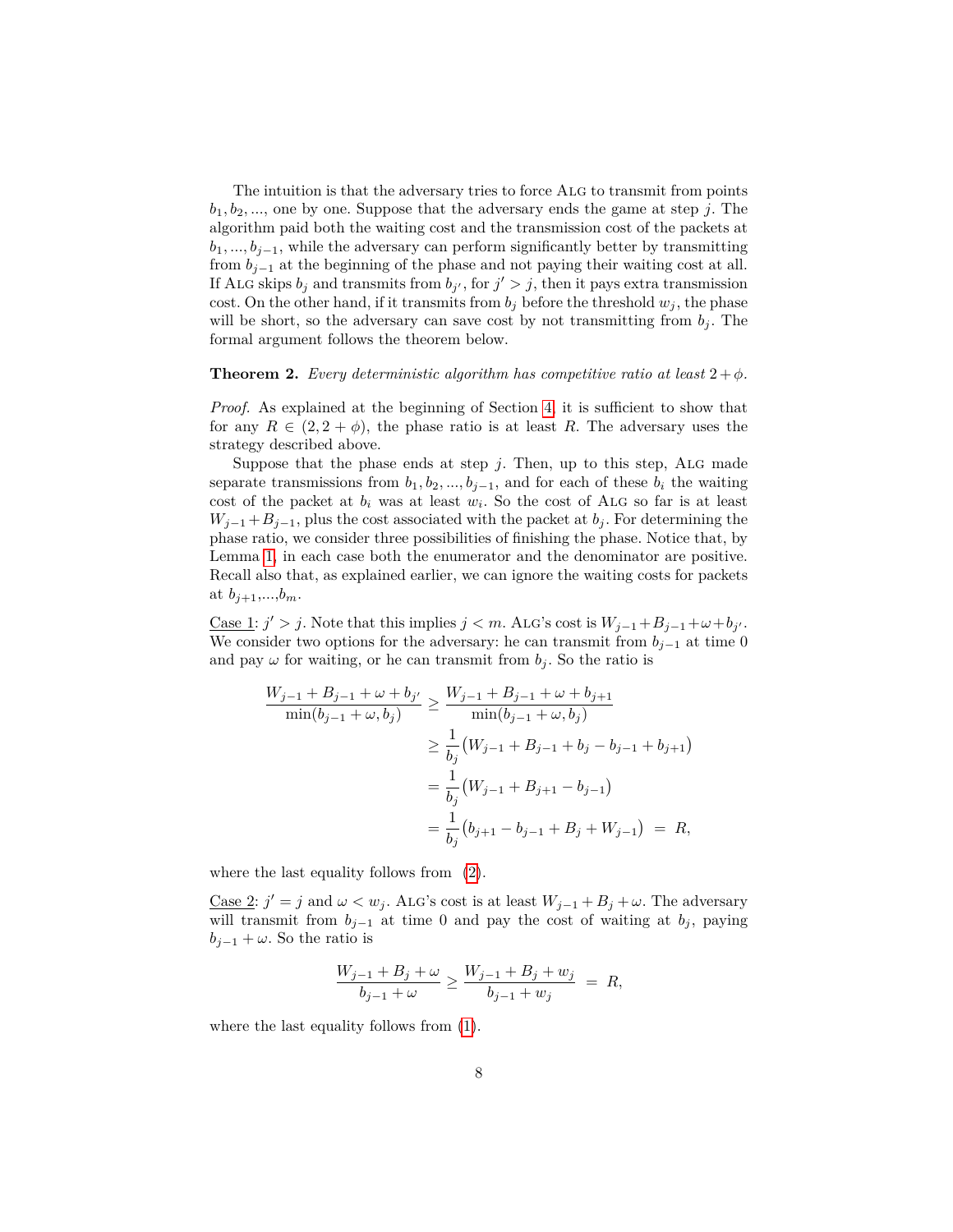The intuition is that the adversary tries to force ALG to transmit from points $b_1, b_2, ...,$ one by one. Suppose that the adversary ends the game at step $j$. The algorithm paid both the waiting cost and the transmission cost of the packets at $b_1, ..., b_{j-1}$, while the adversary can perform significantly better by transmitting from $b_{j-1}$ at the beginning of the phase and not paying their waiting cost at all. If ALG skips $b_j$ and transmits from $b_{j'}$, for $j' > j$, then it pays extra transmission cost. On the other hand, if it transmits from $b_j$ before the threshold $w_j$, the phase will be short, so the adversary can save cost by not transmitting from $b_j$. The formal argument follows the theorem below.

**Theorem 2.** *Every deterministic algorithm has competitive ratio at least $2 + \phi$.*

*Proof.* As explained at the beginning of Section 4, it is sufficient to show that for any $R \in (2, 2 + \phi)$, the phase ratio is at least $R$. The adversary uses the strategy described above.

Suppose that the phase ends at step $j$. Then, up to this step, ALG made separate transmissions from $b_1, b_2, ..., b_{j-1}$, and for each of these $b_i$ the waiting cost of the packet at $b_i$ was at least $w_i$. So the cost of ALG so far is at least $W_{j-1} + B_{j-1}$, plus the cost associated with the packet at $b_j$. For determining the phase ratio, we consider three possibilities of finishing the phase. Notice that, by Lemma 1, in each case both the enumerator and the denominator are positive. Recall also that, as explained earlier, we can ignore the waiting costs for packets at $b_{j+1}$,...,$b_m$.

Case 1: $j' > j$. Note that this implies $j < m$. ALG's cost is $W_{j-1} + B_{j-1} + \omega + b_{j'}$. We consider two options for the adversary: he can transmit from $b_{j-1}$ at time 0 and pay $\omega$ for waiting, or he can transmit from $b_j$. So the ratio is

$$
\begin{aligned}
\frac{W_{j-1} + B_{j-1} + \omega + b_{j'}}{\min(b_{j-1} + \omega, b_j)} &\geq \frac{W_{j-1} + B_{j-1} + \omega + b_{j+1}}{\min(b_{j-1} + \omega, b_j)} \\
&\geq \frac{1}{b_j}\big(W_{j-1} + B_{j-1} + b_j - b_{j-1} + b_{j+1}\big) \\
&= \frac{1}{b_j}\big(W_{j-1} + B_{j+1} - b_{j-1}\big) \\
&= \frac{1}{b_j}\big(b_{j+1} - b_{j-1} + B_j + W_{j-1}\big) \ = \ R,
\end{aligned}
$$

where the last equality follows from (2).

Case 2: $j' = j$ and $\omega < w_j$. ALG's cost is at least $W_{j-1} + B_j + \omega$. The adversary will transmit from $b_{j-1}$ at time 0 and pay the cost of waiting at $b_j$, paying $b_{j-1} + \omega$. So the ratio is

$$
\frac{W_{j-1} + B_j + \omega}{b_{j-1} + \omega} \geq \frac{W_{j-1} + B_j + w_j}{b_{j-1} + w_j} \ = \ R,
$$

where the last equality follows from (1).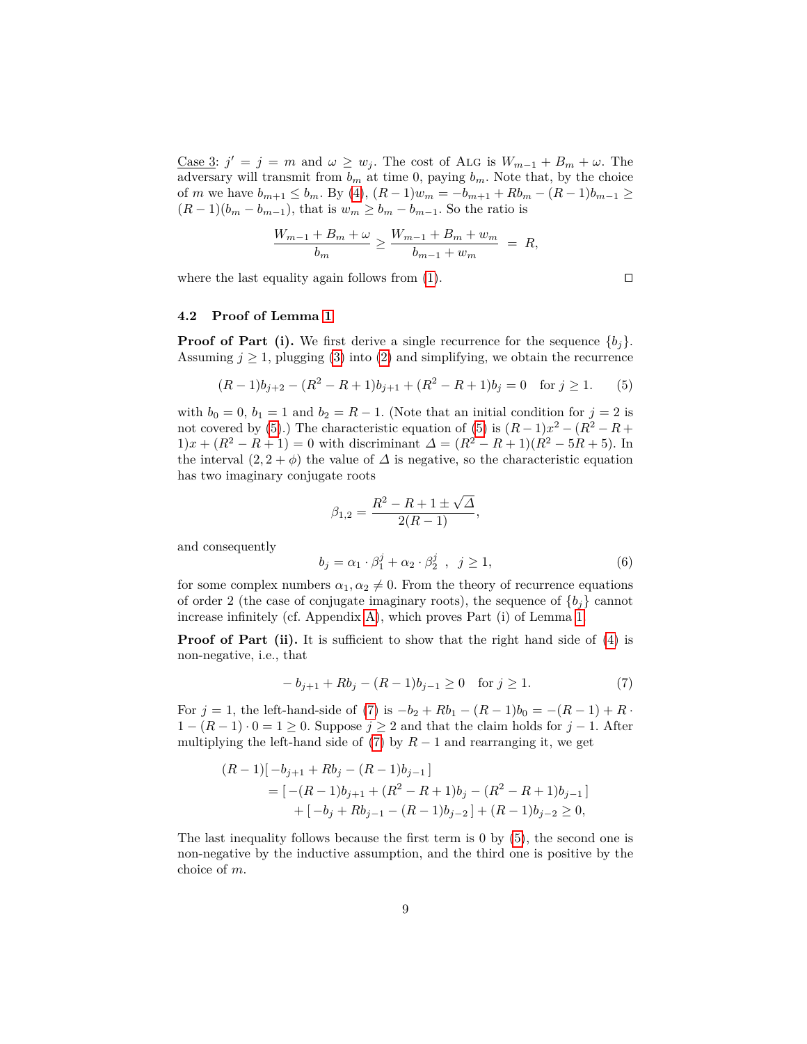<u>Case 3</u>: $j' = j = m$ and $\omega \geq w_j$. The cost of Alg is $W_{m-1} + B_m + \omega$. The adversary will transmit from $b_m$ at time 0, paying $b_m$. Note that, by the choice of $m$ we have $b_{m+1} \leq b_m$. By (4), $(R-1)w_m = -b_{m+1} + Rb_m - (R-1)b_{m-1} \geq (R-1)(b_m - b_{m-1})$, that is $w_m \geq b_m - b_{m-1}$. So the ratio is

$$\frac{W_{m-1} + B_m + \omega}{b_m} \geq \frac{W_{m-1} + B_m + w_m}{b_{m-1} + w_m} \; = \; R,$$

where the last equality again follows from (1). ◻

### 4.2 Proof of Lemma 1

**Proof of Part (i).** We first derive a single recurrence for the sequence $\{b_j\}$. Assuming $j \geq 1$, plugging (3) into (2) and simplifying, we obtain the recurrence

$$(R-1)b_{j+2} - (R^2 - R + 1)b_{j+1} + (R^2 - R + 1)b_j = 0 \quad \text{for } j \geq 1. \tag{5}$$

with $b_0 = 0$, $b_1 = 1$ and $b_2 = R - 1$. (Note that an initial condition for $j = 2$ is not covered by (5).) The characteristic equation of (5) is $(R-1)x^2 - (R^2 - R + 1)x + (R^2 - R + 1) = 0$ with discriminant $\Delta = (R^2 - R + 1)(R^2 - 5R + 5)$. In the interval $(2, 2 + \phi)$ the value of $\Delta$ is negative, so the characteristic equation has two imaginary conjugate roots

$$\beta_{1,2} = \frac{R^2 - R + 1 \pm \sqrt{\Delta}}{2(R-1)},$$

and consequently

$$b_j = \alpha_1 \cdot \beta_1^j + \alpha_2 \cdot \beta_2^j \;\; , \;\; j \geq 1, \tag{6}$$

for some complex numbers $\alpha_1, \alpha_2 \neq 0$. From the theory of recurrence equations of order 2 (the case of conjugate imaginary roots), the sequence of $\{b_j\}$ cannot increase infinitely (cf. Appendix A), which proves Part (i) of Lemma 1.

**Proof of Part (ii).** It is sufficient to show that the right hand side of (4) is non-negative, i.e., that

$$-b_{j+1} + Rb_j - (R-1)b_{j-1} \geq 0 \quad \text{for } j \geq 1. \tag{7}$$

For $j = 1$, the left-hand-side of (7) is $-b_2 + Rb_1 - (R-1)b_0 = -(R-1) + R \cdot 1 - (R-1) \cdot 0 = 1 \geq 0$. Suppose $j \geq 2$ and that the claim holds for $j - 1$. After multiplying the left-hand side of (7) by $R - 1$ and rearranging it, we get

$$\begin{aligned}
(R-1)[\,-b_{j+1} + Rb_j - (R-1)b_{j-1}\,] \\
= [\,-(R-1)b_{j+1} + (R^2 - R + 1)b_j - (R^2 - R + 1)b_{j-1}\,] \\
+ [\,-b_j + Rb_{j-1} - (R-1)b_{j-2}\,] + (R-1)b_{j-2} \geq 0,
\end{aligned}$$

The last inequality follows because the first term is 0 by (5), the second one is non-negative by the inductive assumption, and the third one is positive by the choice of $m$.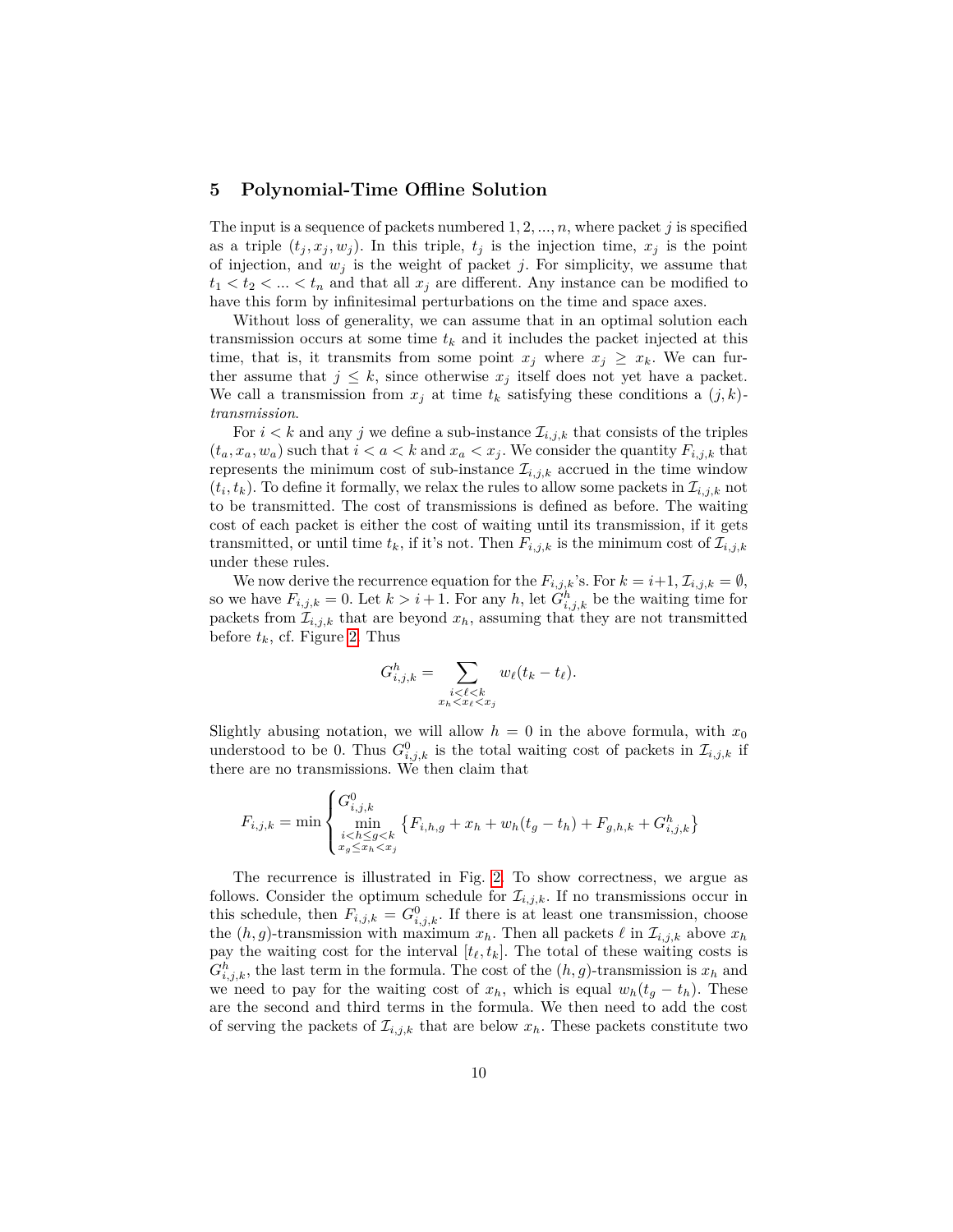## 5 Polynomial-Time Offline Solution

The input is a sequence of packets numbered $1, 2, ..., n$, where packet $j$ is specified as a triple $(t_j, x_j, w_j)$. In this triple, $t_j$ is the injection time, $x_j$ is the point of injection, and $w_j$ is the weight of packet $j$. For simplicity, we assume that $t_1 < t_2 < ... < t_n$ and that all $x_j$ are different. Any instance can be modified to have this form by infinitesimal perturbations on the time and space axes.

Without loss of generality, we can assume that in an optimal solution each transmission occurs at some time $t_k$ and it includes the packet injected at this time, that is, it transmits from some point $x_j$ where $x_j \geq x_k$. We can further assume that $j \leq k$, since otherwise $x_j$ itself does not yet have a packet. We call a transmission from $x_j$ at time $t_k$ satisfying these conditions a $(j,k)$-*transmission*.

For $i < k$ and any $j$ we define a sub-instance $\mathcal{I}_{i,j,k}$ that consists of the triples $(t_a, x_a, w_a)$ such that $i < a < k$ and $x_a < x_j$. We consider the quantity $F_{i,j,k}$ that represents the minimum cost of sub-instance $\mathcal{I}_{i,j,k}$ accrued in the time window $(t_i, t_k)$. To define it formally, we relax the rules to allow some packets in $\mathcal{I}_{i,j,k}$ not to be transmitted. The cost of transmissions is defined as before. The waiting cost of each packet is either the cost of waiting until its transmission, if it gets transmitted, or until time $t_k$, if it's not. Then $F_{i,j,k}$ is the minimum cost of $\mathcal{I}_{i,j,k}$ under these rules.

We now derive the recurrence equation for the $F_{i,j,k}$'s. For $k = i+1$, $\mathcal{I}_{i,j,k} = \emptyset$, so we have $F_{i,j,k} = 0$. Let $k > i+1$. For any $h$, let $G^h_{i,j,k}$ be the waiting time for packets from $\mathcal{I}_{i,j,k}$ that are beyond $x_h$, assuming that they are not transmitted before $t_k$, cf. Figure 2. Thus

$$G^h_{i,j,k} = \sum_{\substack{i<\ell<k \\ x_h < x_\ell < x_j}} w_\ell (t_k - t_\ell).$$

Slightly abusing notation, we will allow $h = 0$ in the above formula, with $x_0$ understood to be 0. Thus $G^0_{i,j,k}$ is the total waiting cost of packets in $\mathcal{I}_{i,j,k}$ if there are no transmissions. We then claim that

$$F_{i,j,k} = \min \begin{cases} G^0_{i,j,k} \\ \min\limits_{\substack{i<h\leq g<k \\ x_g \leq x_h < x_j}} \left\{ F_{i,h,g} + x_h + w_h(t_g - t_h) + F_{g,h,k} + G^h_{i,j,k} \right\} \end{cases}$$

The recurrence is illustrated in Fig. 2. To show correctness, we argue as follows. Consider the optimum schedule for $\mathcal{I}_{i,j,k}$. If no transmissions occur in this schedule, then $F_{i,j,k} = G^0_{i,j,k}$. If there is at least one transmission, choose the $(h,g)$-transmission with maximum $x_h$. Then all packets $\ell$ in $\mathcal{I}_{i,j,k}$ above $x_h$ pay the waiting cost for the interval $[t_\ell, t_k]$. The total of these waiting costs is $G^h_{i,j,k}$, the last term in the formula. The cost of the $(h,g)$-transmission is $x_h$ and we need to pay for the waiting cost of $x_h$, which is equal $w_h(t_g - t_h)$. These are the second and third terms in the formula. We then need to add the cost of serving the packets of $\mathcal{I}_{i,j,k}$ that are below $x_h$. These packets constitute two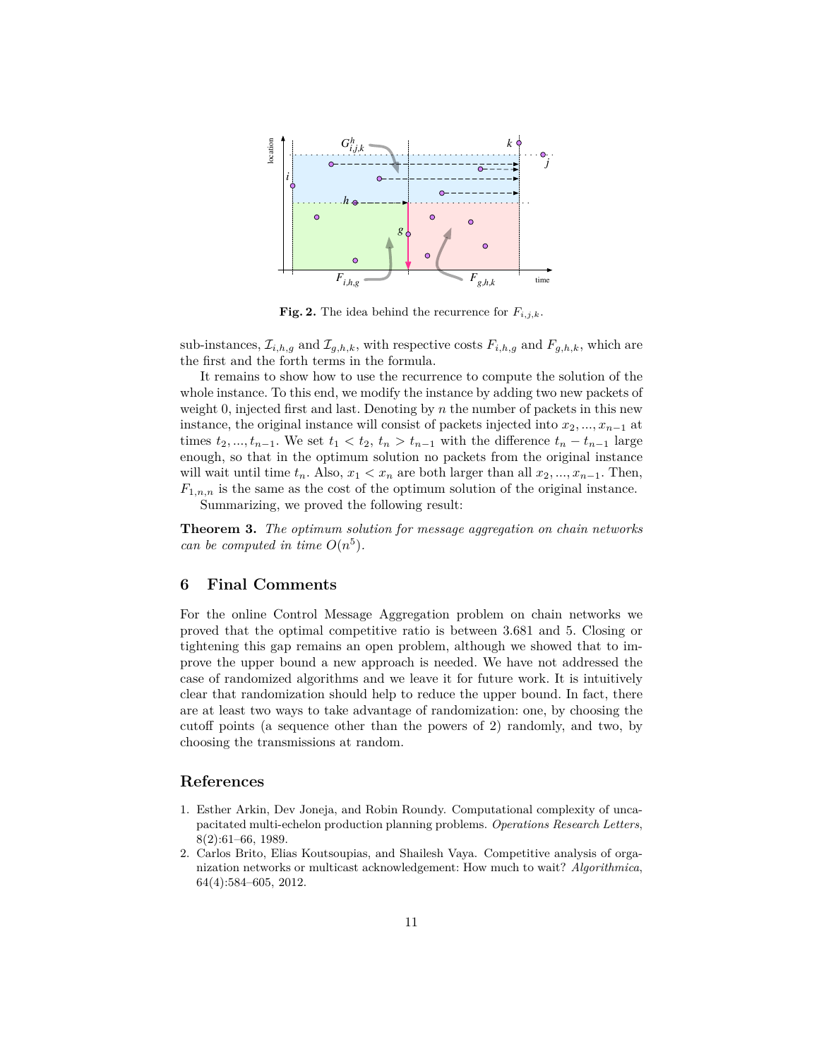**Fig. 2.** The idea behind the recurrence for $F_{i,j,k}$.

sub-instances, $\mathcal{I}_{i,h,g}$ and $\mathcal{I}_{g,h,k}$, with respective costs $F_{i,h,g}$ and $F_{g,h,k}$, which are the first and the forth terms in the formula.

It remains to show how to use the recurrence to compute the solution of the whole instance. To this end, we modify the instance by adding two new packets of weight 0, injected first and last. Denoting by $n$ the number of packets in this new instance, the original instance will consist of packets injected into $x_2, ..., x_{n-1}$ at times $t_2, ..., t_{n-1}$. We set $t_1 < t_2$, $t_n > t_{n-1}$ with the difference $t_n - t_{n-1}$ large enough, so that in the optimum solution no packets from the original instance will wait until time $t_n$. Also, $x_1 < x_n$ are both larger than all $x_2, ..., x_{n-1}$. Then, $F_{1,n,n}$ is the same as the cost of the optimum solution of the original instance.

Summarizing, we proved the following result:

**Theorem 3.** *The optimum solution for message aggregation on chain networks can be computed in time $O(n^5)$.*

## 6 Final Comments

For the online Control Message Aggregation problem on chain networks we proved that the optimal competitive ratio is between 3.681 and 5. Closing or tightening this gap remains an open problem, although we showed that to improve the upper bound a new approach is needed. We have not addressed the case of randomized algorithms and we leave it for future work. It is intuitively clear that randomization should help to reduce the upper bound. In fact, there are at least two ways to take advantage of randomization: one, by choosing the cutoff points (a sequence other than the powers of 2) randomly, and two, by choosing the transmissions at random.

## References

1. Esther Arkin, Dev Joneja, and Robin Roundy. Computational complexity of uncapacitated multi-echelon production planning problems. *Operations Research Letters*, 8(2):61–66, 1989.
2. Carlos Brito, Elias Koutsoupias, and Shailesh Vaya. Competitive analysis of organization networks or multicast acknowledgement: How much to wait? *Algorithmica*, 64(4):584–605, 2012.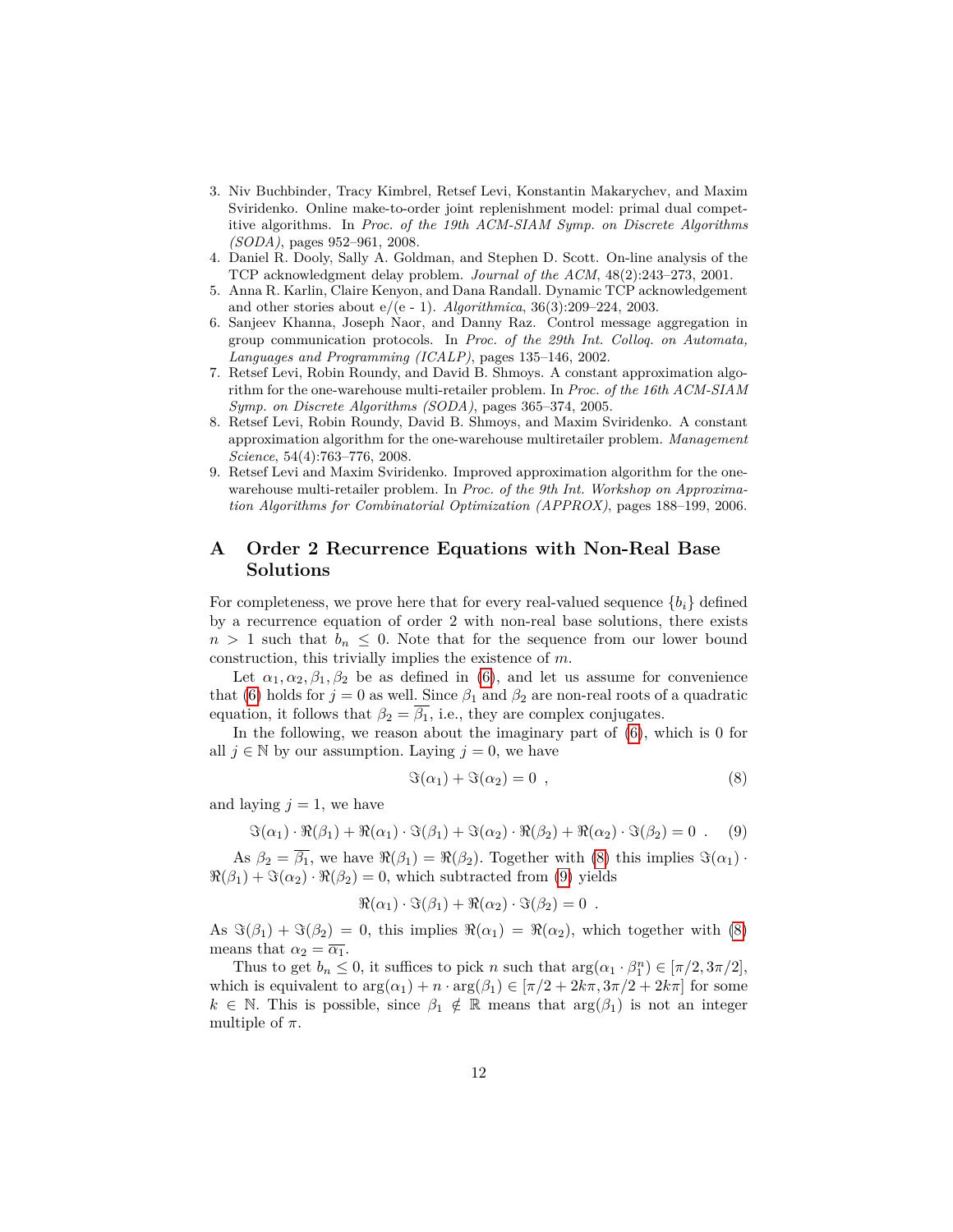3. Niv Buchbinder, Tracy Kimbrel, Retsef Levi, Konstantin Makarychev, and Maxim Sviridenko. Online make-to-order joint replenishment model: primal dual competitive algorithms. In *Proc. of the 19th ACM-SIAM Symp. on Discrete Algorithms (SODA)*, pages 952–961, 2008.
4. Daniel R. Dooly, Sally A. Goldman, and Stephen D. Scott. On-line analysis of the TCP acknowledgment delay problem. *Journal of the ACM*, 48(2):243–273, 2001.
5. Anna R. Karlin, Claire Kenyon, and Dana Randall. Dynamic TCP acknowledgement and other stories about e/(e - 1). *Algorithmica*, 36(3):209–224, 2003.
6. Sanjeev Khanna, Joseph Naor, and Danny Raz. Control message aggregation in group communication protocols. In *Proc. of the 29th Int. Colloq. on Automata, Languages and Programming (ICALP)*, pages 135–146, 2002.
7. Retsef Levi, Robin Roundy, and David B. Shmoys. A constant approximation algorithm for the one-warehouse multi-retailer problem. In *Proc. of the 16th ACM-SIAM Symp. on Discrete Algorithms (SODA)*, pages 365–374, 2005.
8. Retsef Levi, Robin Roundy, David B. Shmoys, and Maxim Sviridenko. A constant approximation algorithm for the one-warehouse multiretailer problem. *Management Science*, 54(4):763–776, 2008.
9. Retsef Levi and Maxim Sviridenko. Improved approximation algorithm for the one-warehouse multi-retailer problem. In *Proc. of the 9th Int. Workshop on Approximation Algorithms for Combinatorial Optimization (APPROX)*, pages 188–199, 2006.

# A Order 2 Recurrence Equations with Non-Real Base Solutions

For completeness, we prove here that for every real-valued sequence $\{b_i\}$ defined by a recurrence equation of order 2 with non-real base solutions, there exists $n > 1$ such that $b_n \leq 0$. Note that for the sequence from our lower bound construction, this trivially implies the existence of $m$.

Let $\alpha_1, \alpha_2, \beta_1, \beta_2$ be as defined in (6), and let us assume for convenience that (6) holds for $j = 0$ as well. Since $\beta_1$ and $\beta_2$ are non-real roots of a quadratic equation, it follows that $\beta_2 = \overline{\beta_1}$, i.e., they are complex conjugates.

In the following, we reason about the imaginary part of (6), which is 0 for all $j \in \mathbb{N}$ by our assumption. Laying $j = 0$, we have

$$\Im(\alpha_1) + \Im(\alpha_2) = 0 \ , \tag{8}$$

and laying $j = 1$, we have

$$\Im(\alpha_1) \cdot \Re(\beta_1) + \Re(\alpha_1) \cdot \Im(\beta_1) + \Im(\alpha_2) \cdot \Re(\beta_2) + \Re(\alpha_2) \cdot \Im(\beta_2) = 0 \ . \tag{9}$$

As $\beta_2 = \overline{\beta_1}$, we have $\Re(\beta_1) = \Re(\beta_2)$. Together with (8) this implies $\Im(\alpha_1) \cdot \Re(\beta_1) + \Im(\alpha_2) \cdot \Re(\beta_2) = 0$, which subtracted from (9) yields

$$\Re(\alpha_1) \cdot \Im(\beta_1) + \Re(\alpha_2) \cdot \Im(\beta_2) = 0 \ .$$

As $\Im(\beta_1) + \Im(\beta_2) = 0$, this implies $\Re(\alpha_1) = \Re(\alpha_2)$, which together with (8) means that $\alpha_2 = \overline{\alpha_1}$.

Thus to get $b_n \leq 0$, it suffices to pick $n$ such that $\arg(\alpha_1 \cdot \beta_1^n) \in [\pi/2, 3\pi/2]$, which is equivalent to $\arg(\alpha_1) + n \cdot \arg(\beta_1) \in [\pi/2 + 2k\pi, 3\pi/2 + 2k\pi]$ for some $k \in \mathbb{N}$. This is possible, since $\beta_1 \notin \mathbb{R}$ means that $\arg(\beta_1)$ is not an integer multiple of $\pi$.